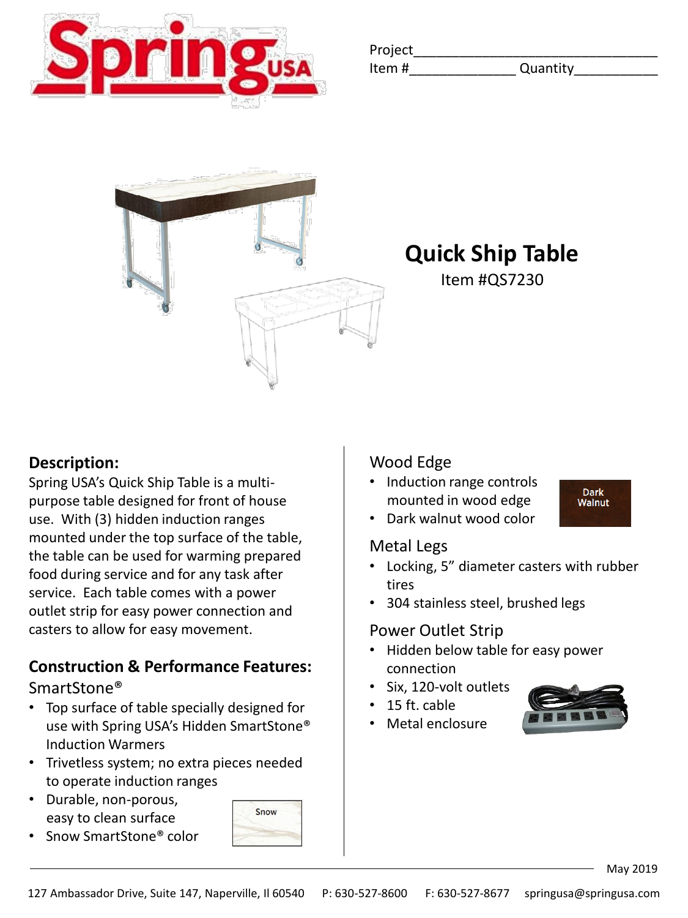Project_______________________________
Item #_____________ Quantity__________

# Quick Ship Table

Item #QS7230

## Description:

Spring USA's Quick Ship Table is a multi-purpose table designed for front of house use. With (3) hidden induction ranges mounted under the top surface of the table, the table can be used for warming prepared food during service and for any task after service. Each table comes with a power outlet strip for easy power connection and casters to allow for easy movement.

## Construction & Performance Features:

### SmartStone®

- Top surface of table specially designed for use with Spring USA's Hidden SmartStone® Induction Warmers
- Trivetless system; no extra pieces needed to operate induction ranges
- Durable, non-porous, easy to clean surface
- Snow SmartStone® color

Snow

### Wood Edge

- Induction range controls mounted in wood edge
- Dark walnut wood color

Dark Walnut

### Metal Legs

- Locking, 5" diameter casters with rubber tires
- 304 stainless steel, brushed legs

### Power Outlet Strip

- Hidden below table for easy power connection
- Six, 120-volt outlets
- 15 ft. cable
- Metal enclosure

May 2019

127 Ambassador Drive, Suite 147, Naperville, Il 60540 P: 630-527-8600 F: 630-527-8677 springusa@springusa.com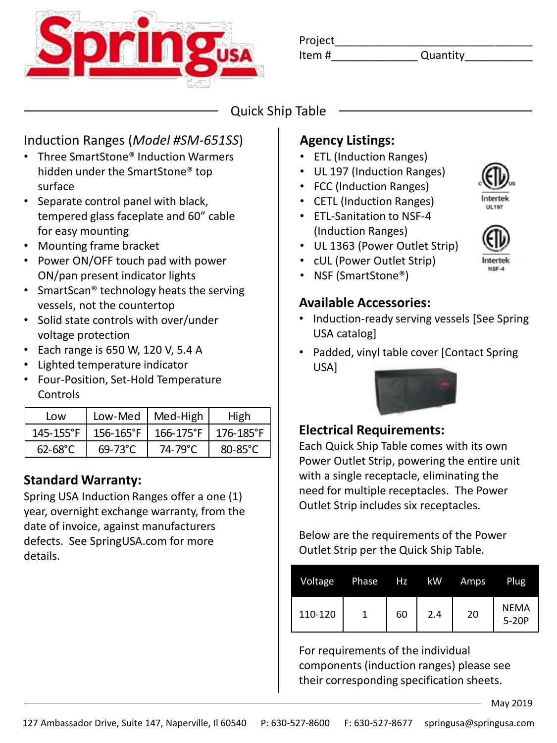Project________________________________
Item #______________ Quantity___________

## Quick Ship Table

### Induction Ranges (*Model #SM-651SS*)

- Three SmartStone® Induction Warmers hidden under the SmartStone® top surface
- Separate control panel with black, tempered glass faceplate and 60" cable for easy mounting
- Mounting frame bracket
- Power ON/OFF touch pad with power ON/pan present indicator lights
- SmartScan® technology heats the serving vessels, not the countertop
- Solid state controls with over/under voltage protection
- Each range is 650 W, 120 V, 5.4 A
- Lighted temperature indicator
- Four-Position, Set-Hold Temperature Controls

| Low | Low-Med | Med-High | High |
|---|---|---|---|
| 145-155°F | 156-165°F | 166-175°F | 176-185°F |
| 62-68°C | 69-73°C | 74-79°C | 80-85°C |

### Standard Warranty:

Spring USA Induction Ranges offer a one (1) year, overnight exchange warranty, from the date of invoice, against manufacturers defects. See SpringUSA.com for more details.

### Agency Listings:

- ETL (Induction Ranges)
- UL 197 (Induction Ranges)
- FCC (Induction Ranges)
- CETL (Induction Ranges)
- ETL-Sanitation to NSF-4 (Induction Ranges)
- UL 1363 (Power Outlet Strip)
- cUL (Power Outlet Strip)
- NSF (SmartStone®)

Intertek UL197

Intertek NSF-4

### Available Accessories:

- Induction-ready serving vessels [See Spring USA catalog]
- Padded, vinyl table cover [Contact Spring USA]

### Electrical Requirements:

Each Quick Ship Table comes with its own Power Outlet Strip, powering the entire unit with a single receptacle, eliminating the need for multiple receptacles. The Power Outlet Strip includes six receptacles.

Below are the requirements of the Power Outlet Strip per the Quick Ship Table.

| Voltage | Phase | Hz | kW | Amps | Plug |
|---|---|---|---|---|---|
| 110-120 | 1 | 60 | 2.4 | 20 | NEMA 5-20P |

For requirements of the individual components (induction ranges) please see their corresponding specification sheets.

May 2019

127 Ambassador Drive, Suite 147, Naperville, Il 60540 P: 630-527-8600 F: 630-527-8677 springusa@springusa.com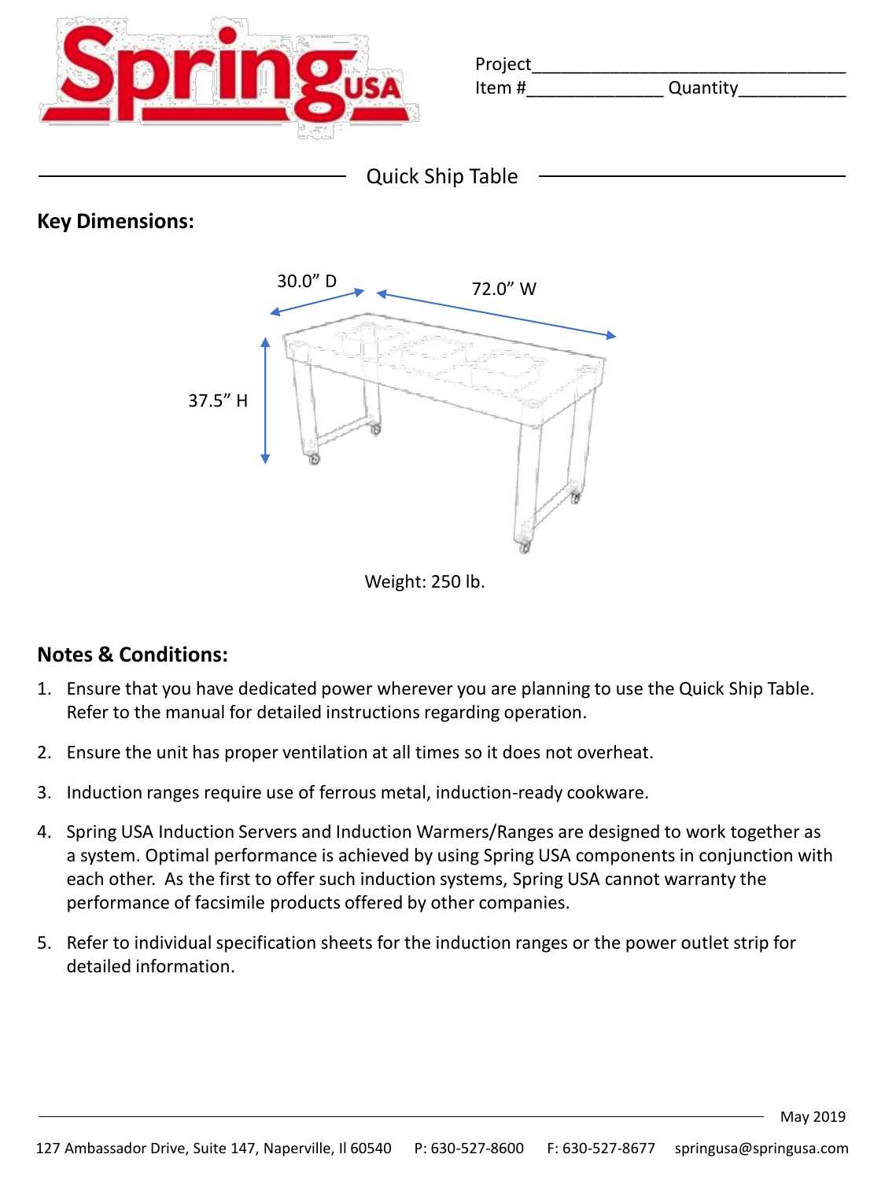Project________________________________
Item #______________ Quantity___________

## Quick Ship Table

### Key Dimensions:

30.0" D

72.0" W

37.5" H

Weight: 250 lb.

### Notes & Conditions:

1. Ensure that you have dedicated power wherever you are planning to use the Quick Ship Table. Refer to the manual for detailed instructions regarding operation.
2. Ensure the unit has proper ventilation at all times so it does not overheat.
3. Induction ranges require use of ferrous metal, induction-ready cookware.
4. Spring USA Induction Servers and Induction Warmers/Ranges are designed to work together as a system. Optimal performance is achieved by using Spring USA components in conjunction with each other. As the first to offer such induction systems, Spring USA cannot warranty the performance of facsimile products offered by other companies.
5. Refer to individual specification sheets for the induction ranges or the power outlet strip for detailed information.

May 2019

127 Ambassador Drive, Suite 147, Naperville, Il 60540 P: 630-527-8600 F: 630-527-8677 springusa@springusa.com